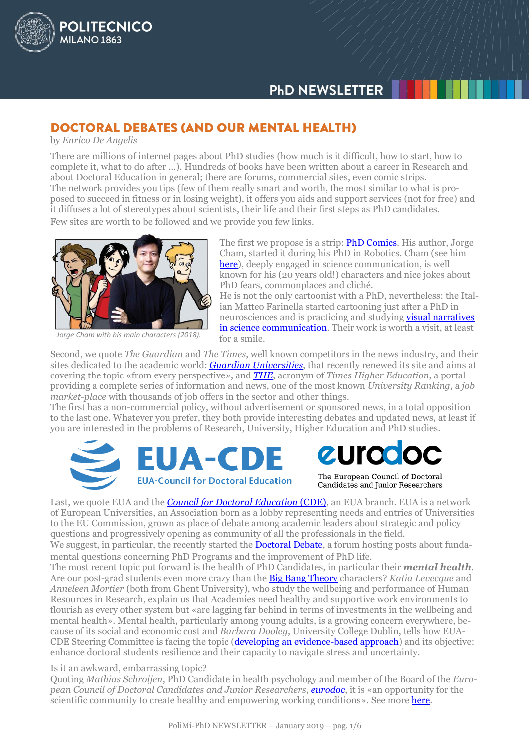# DOCTORAL DEBATES (AND OUR MENTAL HEALTH)

by *Enrico De Angelis*

There are millions of internet pages about PhD studies (how much is it difficult, how to start, how to complete it, what to do after …). Hundreds of books have been written about a career in Research and about Doctoral Education in general; there are forums, commercial sites, even comic strips.
The network provides you tips (few of them really smart and worth, the most similar to what is proposed to succeed in fitness or in losing weight), it offers you aids and support services (not for free) and it diffuses a lot of stereotypes about scientists, their life and their first steps as PhD candidates.
Few sites are worth to be followed and we provide you few links.

*Jorge Cham with his main characters (2018).*

The first we propose is a strip: PhD Comics. His author, Jorge Cham, started it during his PhD in Robotics. Cham (see him here), deeply engaged in science communication, is well known for his (20 years old!) characters and nice jokes about PhD fears, commonplaces and cliché.
He is not the only cartoonist with a PhD, nevertheless: the Italian Matteo Farinella started cartooning just after a PhD in neurosciences and is practicing and studying visual narratives in science communication. Their work is worth a visit, at least for a smile.

Second, we quote *The Guardian* and *The Times*, well known competitors in the news industry, and their sites dedicated to the academic world: ***Guardian Universities***, that recently renewed its site and aims at covering the topic «from every perspective», and ***THE***, acronym of *Times Higher Education*, a portal providing a complete series of information and news, one of the most known *University Ranking*, a *job market-place* with thousands of job offers in the sector and other things.
The first has a non-commercial policy, without advertisement or sponsored news, in a total opposition to the last one. Whatever you prefer, they both provide interesting debates and updated news, at least if you are interested in the problems of Research, University, Higher Education and PhD studies.

EUA-CDE — EUA-Council for Doctoral Education

eurodoc — The European Council of Doctoral Candidates and Junior Researchers

Last, we quote EUA and the *Council for Doctoral Education* (CDE), an EUA branch. EUA is a network of European Universities, an Association born as a lobby representing needs and entries of Universities to the EU Commission, grown as place of debate among academic leaders about strategic and policy questions and progressively opening as community of all the professionals in the field.
We suggest, in particular, the recently started the Doctoral Debate, a forum hosting posts about fundamental questions concerning PhD Programs and the improvement of PhD life.
The most recent topic put forward is the health of PhD Candidates, in particular their ***mental health***. Are our post-grad students even more crazy than the Big Bang Theory characters? *Katia Levecque* and *Anneleen Mortier* (both from Ghent University), who study the wellbeing and performance of Human Resources in Research, explain us that Academies need healthy and supportive work environments to flourish as every other system but «are lagging far behind in terms of investments in the wellbeing and mental health». Mental health, particularly among young adults, is a growing concern everywhere, because of its social and economic cost and *Barbara Dooley*, University College Dublin, tells how EUA-CDE Steering Committee is facing the topic (developing an evidence-based approach) and its objective: enhance doctoral students resilience and their capacity to navigate stress and uncertainty.

Is it an awkward, embarrassing topic?
Quoting *Mathias Schroijen*, PhD Candidate in health psychology and member of the Board of the *European Council of Doctoral Candidates and Junior Researchers*, ***eurodoc***, it is «an opportunity for the scientific community to create healthy and empowering working conditions». See more here.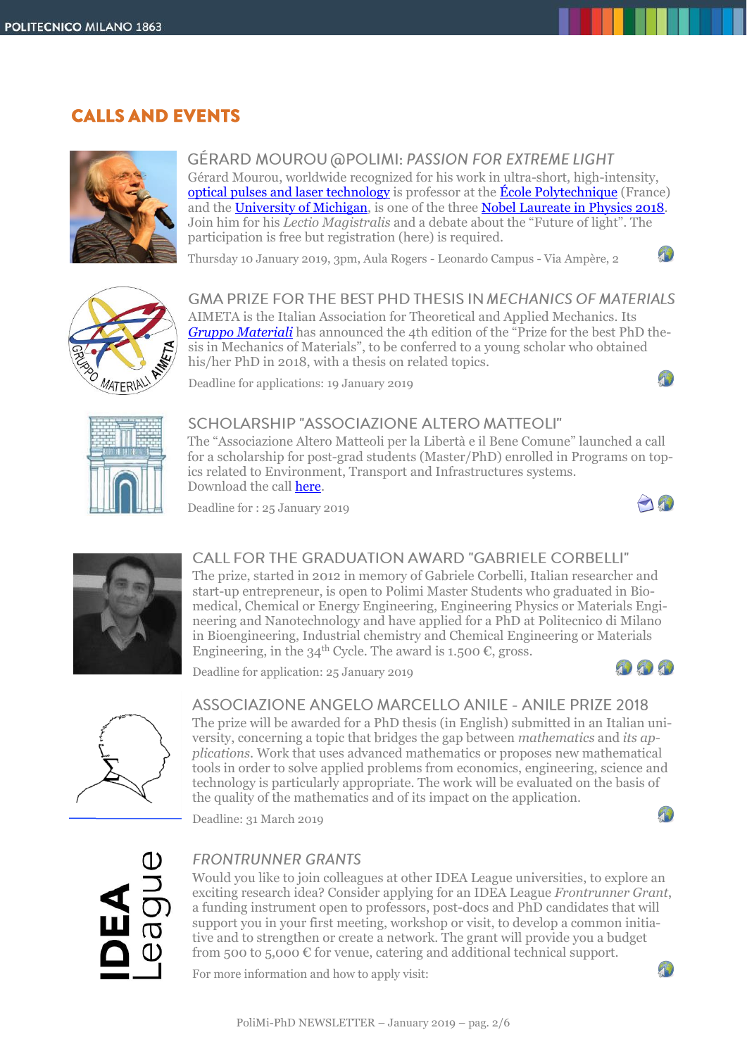## CALLS AND EVENTS

### GÉRARD MOUROU @POLIMI: *PASSION FOR EXTREME LIGHT*

Gérard Mourou, worldwide recognized for his work in ultra-short, high-intensity, optical pulses and laser technology is professor at the École Polytechnique (France) and the University of Michigan, is one of the three Nobel Laureate in Physics 2018. Join him for his *Lectio Magistralis* and a debate about the "Future of light". The participation is free but registration (here) is required.

Thursday 10 January 2019, 3pm, Aula Rogers - Leonardo Campus - Via Ampère, 2

### GMA PRIZE FOR THE BEST PHD THESIS IN *MECHANICS OF MATERIALS*

AIMETA is the Italian Association for Theoretical and Applied Mechanics. Its *Gruppo Materiali* has announced the 4th edition of the "Prize for the best PhD thesis in Mechanics of Materials", to be conferred to a young scholar who obtained his/her PhD in 2018, with a thesis on related topics.

Deadline for applications: 19 January 2019

### SCHOLARSHIP "ASSOCIAZIONE ALTERO MATTEOLI"

The "Associazione Altero Matteoli per la Libertà e il Bene Comune" launched a call for a scholarship for post-grad students (Master/PhD) enrolled in Programs on topics related to Environment, Transport and Infrastructures systems.
Download the call here.

Deadline for : 25 January 2019

### CALL FOR THE GRADUATION AWARD "GABRIELE CORBELLI"

The prize, started in 2012 in memory of Gabriele Corbelli, Italian researcher and start-up entrepreneur, is open to Polimi Master Students who graduated in Biomedical, Chemical or Energy Engineering, Engineering Physics or Materials Engineering and Nanotechnology and have applied for a PhD at Politecnico di Milano in Bioengineering, Industrial chemistry and Chemical Engineering or Materials Engineering, in the 34th Cycle. The award is 1.500 €, gross.

Deadline for application: 25 January 2019

### ASSOCIAZIONE ANGELO MARCELLO ANILE - ANILE PRIZE 2018

The prize will be awarded for a PhD thesis (in English) submitted in an Italian university, concerning a topic that bridges the gap between *mathematics* and *its applications*. Work that uses advanced mathematics or proposes new mathematical tools in order to solve applied problems from economics, engineering, science and technology is particularly appropriate. The work will be evaluated on the basis of the quality of the mathematics and of its impact on the application.

Deadline: 31 March 2019

### *FRONTRUNNER GRANTS*

Would you like to join colleagues at other IDEA League universities, to explore an exciting research idea? Consider applying for an IDEA League *Frontrunner Grant*, a funding instrument open to professors, post-docs and PhD candidates that will support you in your first meeting, workshop or visit, to develop a common initiative and to strengthen or create a network. The grant will provide you a budget from 500 to 5,000 € for venue, catering and additional technical support.

For more information and how to apply visit: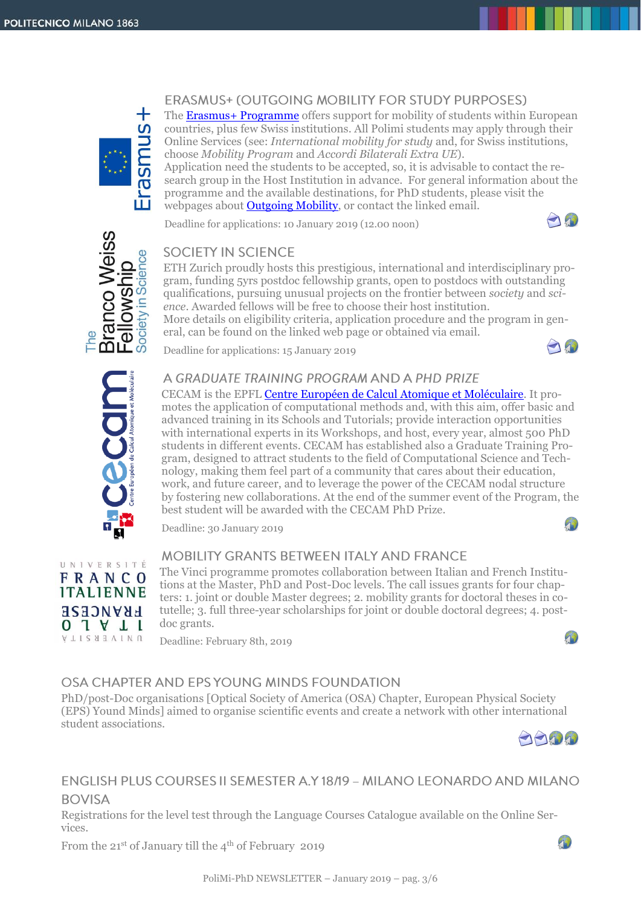## ERASMUS+ (OUTGOING MOBILITY FOR STUDY PURPOSES)

The Erasmus+ Programme offers support for mobility of students within European countries, plus few Swiss institutions. All Polimi students may apply through their Online Services (see: *International mobility for study* and, for Swiss institutions, choose *Mobility Program* and *Accordi Bilaterali Extra UE*).
Application need the students to be accepted, so, it is advisable to contact the research group in the Host Institution in advance. For general information about the programme and the available destinations, for PhD students, please visit the webpages about Outgoing Mobility, or contact the linked email.

Deadline for applications: 10 January 2019 (12.00 noon)

## SOCIETY IN SCIENCE

ETH Zurich proudly hosts this prestigious, international and interdisciplinary program, funding 5yrs postdoc fellowship grants, open to postdocs with outstanding qualifications, pursuing unusual projects on the frontier between *society* and *science*. Awarded fellows will be free to choose their host institution.
More details on eligibility criteria, application procedure and the program in general, can be found on the linked web page or obtained via email.

Deadline for applications: 15 January 2019

## A *GRADUATE TRAINING PROGRAM* AND A *PHD PRIZE*

CECAM is the EPFL Centre Européen de Calcul Atomique et Moléculaire. It promotes the application of computational methods and, with this aim, offer basic and advanced training in its Schools and Tutorials; provide interaction opportunities with international experts in its Workshops, and host, every year, almost 500 PhD students in different events. CECAM has established also a Graduate Training Program, designed to attract students to the field of Computational Science and Technology, making them feel part of a community that cares about their education, work, and future career, and to leverage the power of the CECAM nodal structure by fostering new collaborations. At the end of the summer event of the Program, the best student will be awarded with the CECAM PhD Prize.

Deadline: 30 January 2019

## MOBILITY GRANTS BETWEEN ITALY AND FRANCE

The Vinci programme promotes collaboration between Italian and French Institutions at the Master, PhD and Post-Doc levels. The call issues grants for four chapters: 1. joint or double Master degrees; 2. mobility grants for doctoral theses in co-tutelle; 3. full three-year scholarships for joint or double doctoral degrees; 4. post-doc grants.

Deadline: February 8th, 2019

## OSA CHAPTER AND EPS YOUNG MINDS FOUNDATION

PhD/post-Doc organisations [Optical Society of America (OSA) Chapter, European Physical Society (EPS) Yound Minds] aimed to organise scientific events and create a network with other international student associations.

## ENGLISH PLUS COURSES II SEMESTER A.Y 18/19 – MILANO LEONARDO AND MILANO BOVISA

Registrations for the level test through the Language Courses Catalogue available on the Online Services.

From the 21st of January till the 4th of February 2019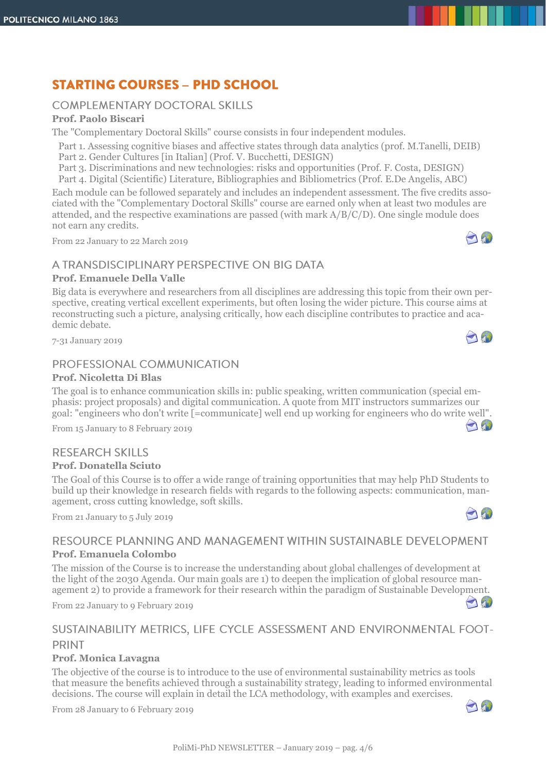# STARTING COURSES – PHD SCHOOL

## COMPLEMENTARY DOCTORAL SKILLS

**Prof. Paolo Biscari**

The "Complementary Doctoral Skills" course consists in four independent modules.

Part 1. Assessing cognitive biases and affective states through data analytics (prof. M.Tanelli, DEIB)
Part 2. Gender Cultures [in Italian] (Prof. V. Bucchetti, DESIGN)
Part 3. Discriminations and new technologies: risks and opportunities (Prof. F. Costa, DESIGN)
Part 4. Digital (Scientific) Literature, Bibliographies and Bibliometrics (Prof. E.De Angelis, ABC)

Each module can be followed separately and includes an independent assessment. The five credits associated with the "Complementary Doctoral Skills" course are earned only when at least two modules are attended, and the respective examinations are passed (with mark A/B/C/D). One single module does not earn any credits.

From 22 January to 22 March 2019

## A TRANSDISCIPLINARY PERSPECTIVE ON BIG DATA

**Prof. Emanuele Della Valle**

Big data is everywhere and researchers from all disciplines are addressing this topic from their own perspective, creating vertical excellent experiments, but often losing the wider picture. This course aims at reconstructing such a picture, analysing critically, how each discipline contributes to practice and academic debate.

7-31 January 2019

## PROFESSIONAL COMMUNICATION

**Prof. Nicoletta Di Blas**

The goal is to enhance communication skills in: public speaking, written communication (special emphasis: project proposals) and digital communication. A quote from MIT instructors summarizes our goal: "engineers who don't write [=communicate] well end up working for engineers who do write well".

From 15 January to 8 February 2019

## RESEARCH SKILLS

**Prof. Donatella Sciuto**

The Goal of this Course is to offer a wide range of training opportunities that may help PhD Students to build up their knowledge in research fields with regards to the following aspects: communication, management, cross cutting knowledge, soft skills.

From 21 January to 5 July 2019

## RESOURCE PLANNING AND MANAGEMENT WITHIN SUSTAINABLE DEVELOPMENT

**Prof. Emanuela Colombo**

The mission of the Course is to increase the understanding about global challenges of development at the light of the 2030 Agenda. Our main goals are 1) to deepen the implication of global resource management 2) to provide a framework for their research within the paradigm of Sustainable Development.

From 22 January to 9 February 2019

## SUSTAINABILITY METRICS, LIFE CYCLE ASSESSMENT AND ENVIRONMENTAL FOOTPRINT

**Prof. Monica Lavagna**

The objective of the course is to introduce to the use of environmental sustainability metrics as tools that measure the benefits achieved through a sustainability strategy, leading to informed environmental decisions. The course will explain in detail the LCA methodology, with examples and exercises.

From 28 January to 6 February 2019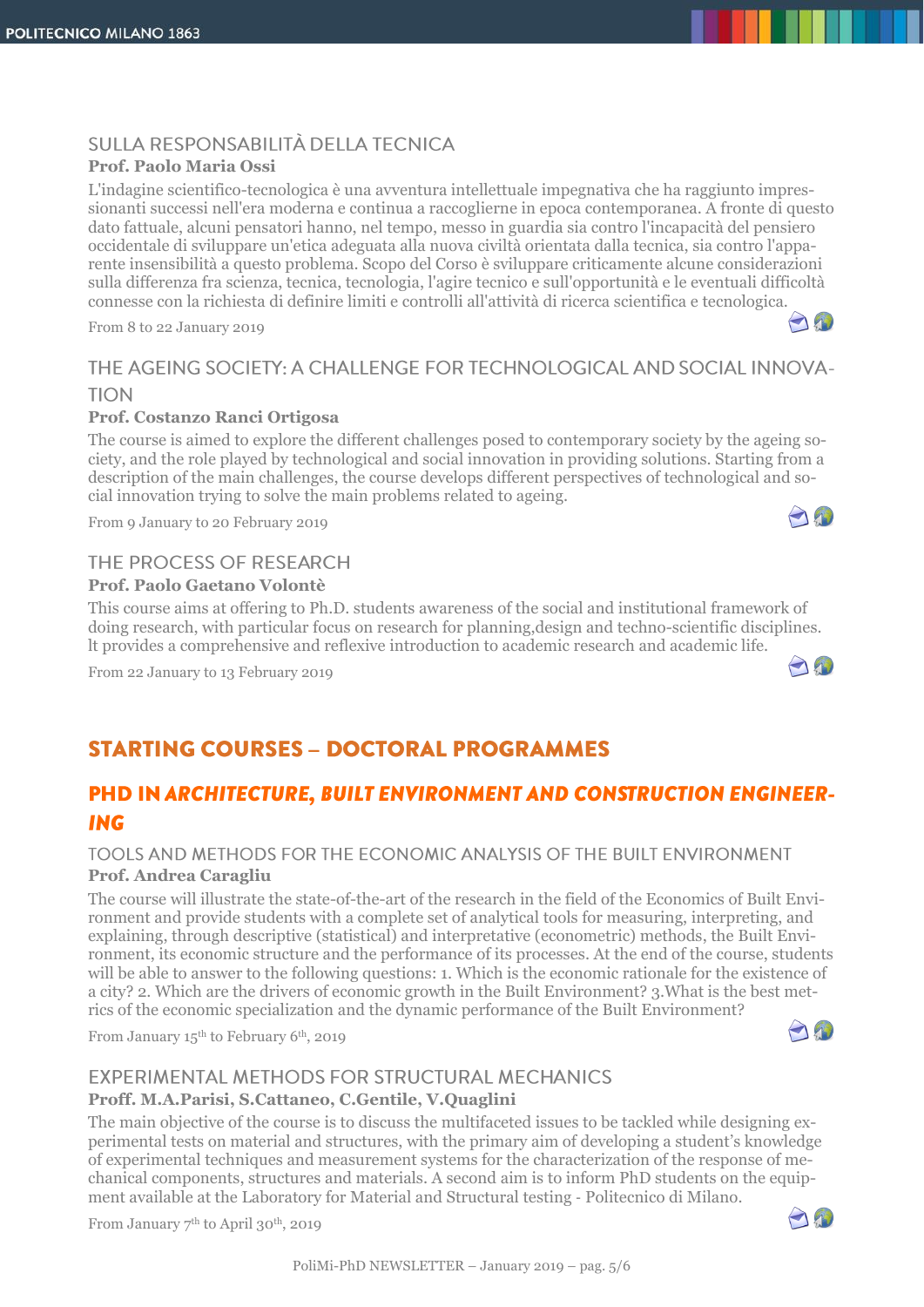### SULLA RESPONSABILITÀ DELLA TECNICA

**Prof. Paolo Maria Ossi**

L'indagine scientifico-tecnologica è una avventura intellettuale impegnativa che ha raggiunto impressionanti successi nell'era moderna e continua a raccoglierne in epoca contemporanea. A fronte di questo dato fattuale, alcuni pensatori hanno, nel tempo, messo in guardia sia contro l'incapacità del pensiero occidentale di sviluppare un'etica adeguata alla nuova civiltà orientata dalla tecnica, sia contro l'apparente insensibilità a questo problema. Scopo del Corso è sviluppare criticamente alcune considerazioni sulla differenza fra scienza, tecnica, tecnologia, l'agire tecnico e sull'opportunità e le eventuali difficoltà connesse con la richiesta di definire limiti e controlli all'attività di ricerca scientifica e tecnologica.

From 8 to 22 January 2019

### THE AGEING SOCIETY: A CHALLENGE FOR TECHNOLOGICAL AND SOCIAL INNOVATION

**Prof. Costanzo Ranci Ortigosa**

The course is aimed to explore the different challenges posed to contemporary society by the ageing society, and the role played by technological and social innovation in providing solutions. Starting from a description of the main challenges, the course develops different perspectives of technological and social innovation trying to solve the main problems related to ageing.

From 9 January to 20 February 2019

### THE PROCESS OF RESEARCH

**Prof. Paolo Gaetano Volontè**

This course aims at offering to Ph.D. students awareness of the social and institutional framework of doing research, with particular focus on research for planning,design and techno-scientific disciplines. It provides a comprehensive and reflexive introduction to academic research and academic life.

From 22 January to 13 February 2019

## STARTING COURSES – DOCTORAL PROGRAMMES

## PHD IN *ARCHITECTURE, BUILT ENVIRONMENT AND CONSTRUCTION ENGINEERING*

### TOOLS AND METHODS FOR THE ECONOMIC ANALYSIS OF THE BUILT ENVIRONMENT

**Prof. Andrea Caragliu**

The course will illustrate the state-of-the-art of the research in the field of the Economics of Built Environment and provide students with a complete set of analytical tools for measuring, interpreting, and explaining, through descriptive (statistical) and interpretative (econometric) methods, the Built Environment, its economic structure and the performance of its processes. At the end of the course, students will be able to answer to the following questions: 1. Which is the economic rationale for the existence of a city? 2. Which are the drivers of economic growth in the Built Environment? 3.What is the best metrics of the economic specialization and the dynamic performance of the Built Environment?

From January 15th to February 6th, 2019

### EXPERIMENTAL METHODS FOR STRUCTURAL MECHANICS

**Proff. M.A.Parisi, S.Cattaneo, C.Gentile, V.Quaglini**

The main objective of the course is to discuss the multifaceted issues to be tackled while designing experimental tests on material and structures, with the primary aim of developing a student's knowledge of experimental techniques and measurement systems for the characterization of the response of mechanical components, structures and materials. A second aim is to inform PhD students on the equipment available at the Laboratory for Material and Structural testing - Politecnico di Milano.

From January 7th to April 30th, 2019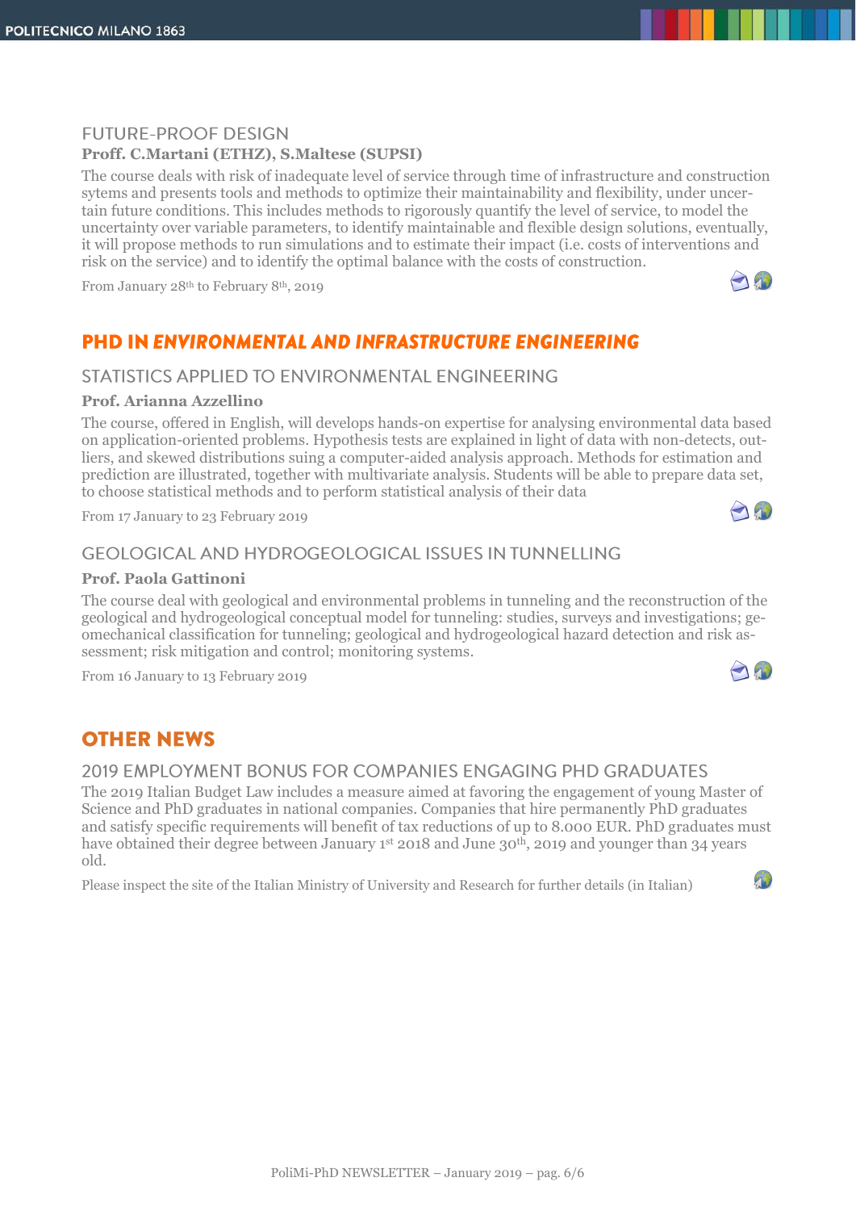### FUTURE-PROOF DESIGN

**Proff. C.Martani (ETHZ), S.Maltese (SUPSI)**

The course deals with risk of inadequate level of service through time of infrastructure and construction sytems and presents tools and methods to optimize their maintainability and flexibility, under uncertain future conditions. This includes methods to rigorously quantify the level of service, to model the uncertainty over variable parameters, to identify maintainable and flexible design solutions, eventually, it will propose methods to run simulations and to estimate their impact (i.e. costs of interventions and risk on the service) and to identify the optimal balance with the costs of construction.

From January 28th to February 8th, 2019

## PHD IN *ENVIRONMENTAL AND INFRASTRUCTURE ENGINEERING*

### STATISTICS APPLIED TO ENVIRONMENTAL ENGINEERING

**Prof. Arianna Azzellino**

The course, offered in English, will develops hands-on expertise for analysing environmental data based on application-oriented problems. Hypothesis tests are explained in light of data with non-detects, outliers, and skewed distributions suing a computer-aided analysis approach. Methods for estimation and prediction are illustrated, together with multivariate analysis. Students will be able to prepare data set, to choose statistical methods and to perform statistical analysis of their data

From 17 January to 23 February 2019

### GEOLOGICAL AND HYDROGEOLOGICAL ISSUES IN TUNNELLING

**Prof. Paola Gattinoni**

The course deal with geological and environmental problems in tunneling and the reconstruction of the geological and hydrogeological conceptual model for tunneling: studies, surveys and investigations; geomechanical classification for tunneling; geological and hydrogeological hazard detection and risk assessment; risk mitigation and control; monitoring systems.

From 16 January to 13 February 2019

## OTHER NEWS

### 2019 EMPLOYMENT BONUS FOR COMPANIES ENGAGING PHD GRADUATES

The 2019 Italian Budget Law includes a measure aimed at favoring the engagement of young Master of Science and PhD graduates in national companies. Companies that hire permanently PhD graduates and satisfy specific requirements will benefit of tax reductions of up to 8.000 EUR. PhD graduates must have obtained their degree between January 1st 2018 and June 30th, 2019 and younger than 34 years old.

Please inspect the site of the Italian Ministry of University and Research for further details (in Italian)